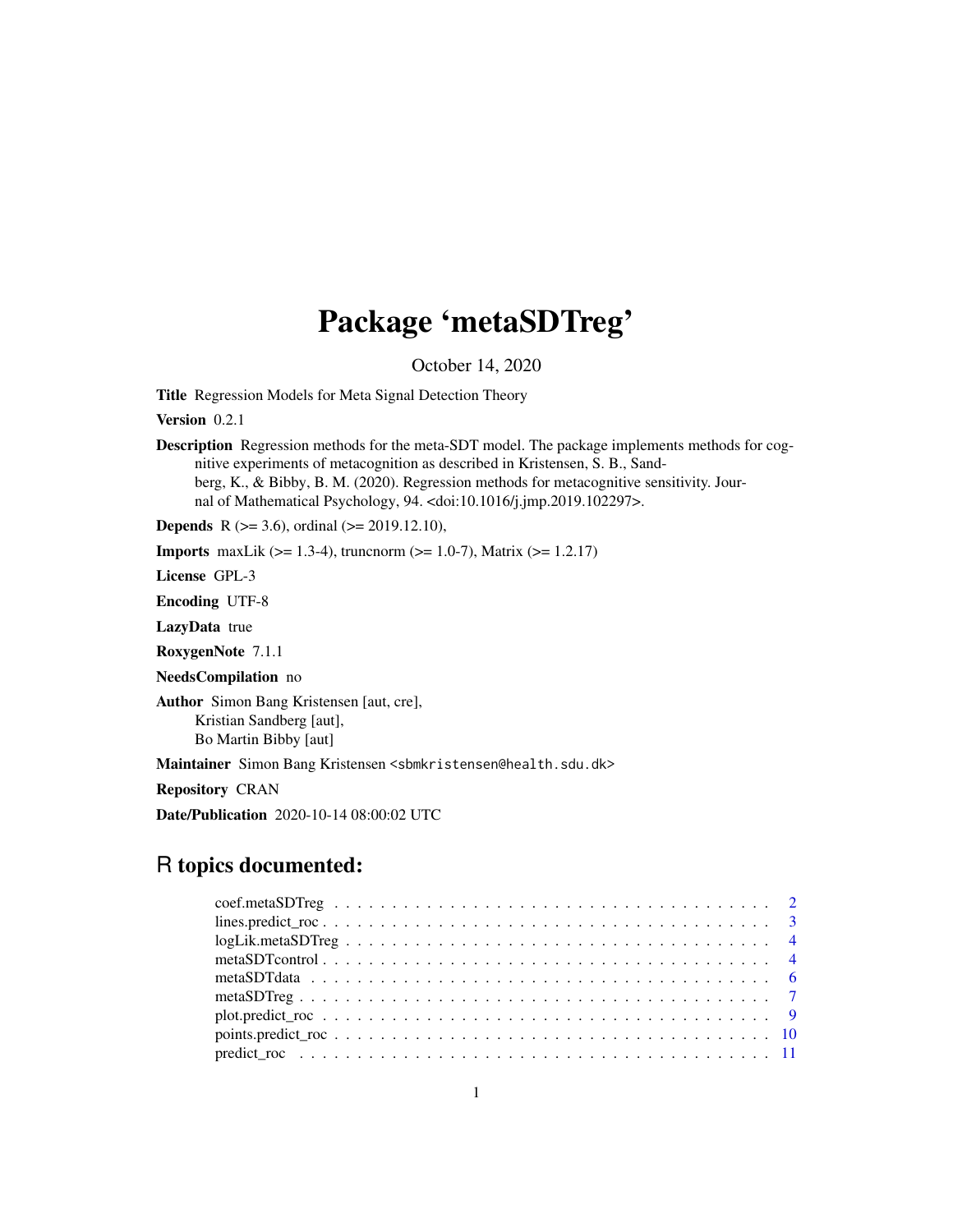# Package 'metaSDTreg'

October 14, 2020

**Title** Regression Models for Meta Signal Detection Theory

**Version** 0.2.1

**Description** Regression methods for the meta-SDT model. The package implements methods for cognitive experiments of metacognition as described in Kristensen, S. B., Sandberg, K., & Bibby, B. M. (2020). Regression methods for metacognitive sensitivity. Journal of Mathematical Psychology, 94. <doi:10.1016/j.jmp.2019.102297>.

**Depends** R (>= 3.6), ordinal (>= 2019.12.10),

**Imports** maxLik (>= 1.3-4), truncnorm (>= 1.0-7), Matrix (>= 1.2.17)

**License** GPL-3

**Encoding** UTF-8

**LazyData** true

**RoxygenNote** 7.1.1

**NeedsCompilation** no

**Author** Simon Bang Kristensen [aut, cre],
Kristian Sandberg [aut],
Bo Martin Bibby [aut]

**Maintainer** Simon Bang Kristensen <sbmkristensen@health.sdu.dk>

**Repository** CRAN

**Date/Publication** 2020-10-14 08:00:02 UTC

## R topics documented:

| | |
|---|---|
| coef.metaSDTreg | 2 |
| lines.predict_roc | 3 |
| logLik.metaSDTreg | 4 |
| metaSDTcontrol | 4 |
| metaSDTdata | 6 |
| metaSDTreg | 7 |
| plot.predict_roc | 9 |
| points.predict_roc | 10 |
| predict_roc | 11 |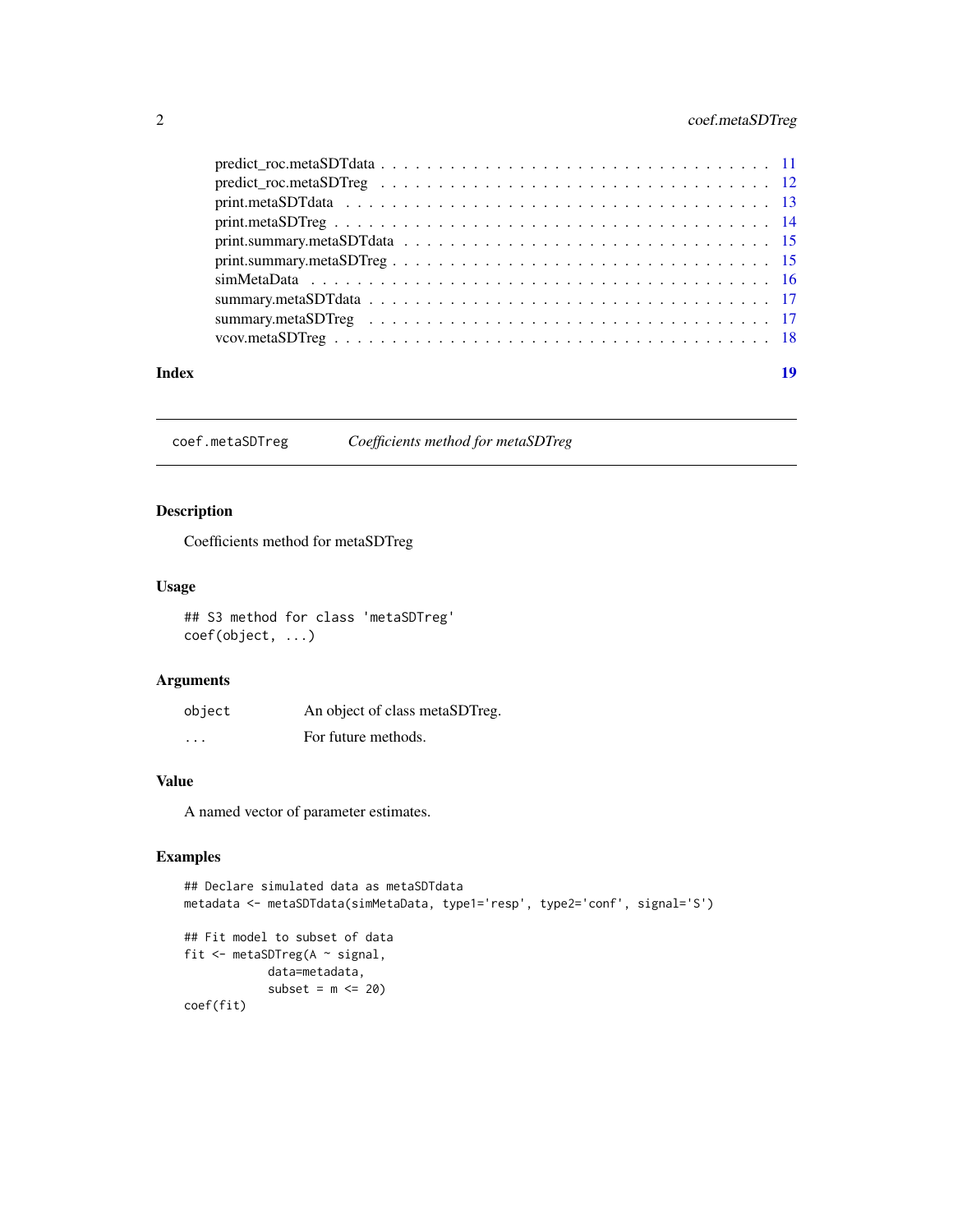predict_roc.metaSDTdata . . . . . . . . . . . . . . . . . . . . . . . . . . . . . . . . 11
predict_roc.metaSDTreg . . . . . . . . . . . . . . . . . . . . . . . . . . . . . . . . 12
print.metaSDTdata . . . . . . . . . . . . . . . . . . . . . . . . . . . . . . . . . . . 13
print.metaSDTreg . . . . . . . . . . . . . . . . . . . . . . . . . . . . . . . . . . . 14
print.summary.metaSDTdata . . . . . . . . . . . . . . . . . . . . . . . . . . . . . . 15
print.summary.metaSDTreg . . . . . . . . . . . . . . . . . . . . . . . . . . . . . . . 15
simMetaData . . . . . . . . . . . . . . . . . . . . . . . . . . . . . . . . . . . . . 16
summary.metaSDTdata . . . . . . . . . . . . . . . . . . . . . . . . . . . . . . . . . 17
summary.metaSDTreg . . . . . . . . . . . . . . . . . . . . . . . . . . . . . . . . . . 17
vcov.metaSDTreg . . . . . . . . . . . . . . . . . . . . . . . . . . . . . . . . . . . . 18

**Index** **19**

---

`coef.metaSDTreg` *Coefficients method for metaSDTreg*

---

### Description

Coefficients method for metaSDTreg

### Usage

```
## S3 method for class 'metaSDTreg'
coef(object, ...)
```

### Arguments

| | |
|---|---|
| `object` | An object of class metaSDTreg. |
| `...` | For future methods. |

### Value

A named vector of parameter estimates.

### Examples

```
## Declare simulated data as metaSDTdata
metadata <- metaSDTdata(simMetaData, type1='resp', type2='conf', signal='S')

## Fit model to subset of data
fit <- metaSDTreg(A ~ signal,
           data=metadata,
           subset = m <= 20)
coef(fit)
```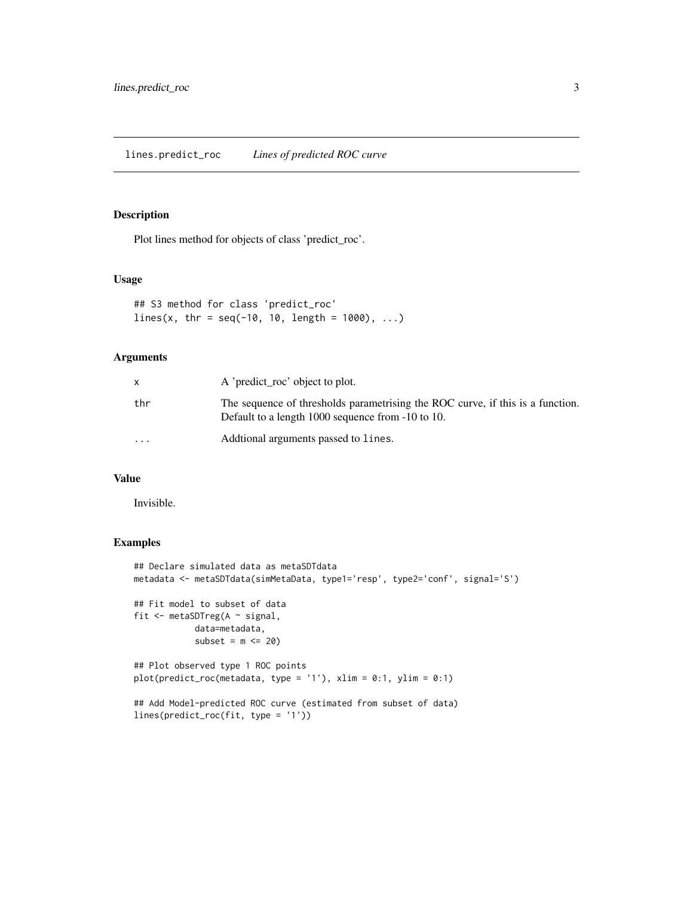## lines.predict_roc — *Lines of predicted ROC curve*

### Description

Plot lines method for objects of class 'predict_roc'.

### Usage

```
## S3 method for class 'predict_roc'
lines(x, thr = seq(-10, 10, length = 1000), ...)
```

### Arguments

| | |
|---|---|
| x | A 'predict_roc' object to plot. |
| thr | The sequence of thresholds parametrising the ROC curve, if this is a function. Default to a length 1000 sequence from -10 to 10. |
| ... | Addtional arguments passed to `lines`. |

### Value

Invisible.

### Examples

```
## Declare simulated data as metaSDTdata
metadata <- metaSDTdata(simMetaData, type1='resp', type2='conf', signal='S')

## Fit model to subset of data
fit <- metaSDTreg(A ~ signal,
            data=metadata,
            subset = m <= 20)

## Plot observed type 1 ROC points
plot(predict_roc(metadata, type = '1'), xlim = 0:1, ylim = 0:1)

## Add Model-predicted ROC curve (estimated from subset of data)
lines(predict_roc(fit, type = '1'))
```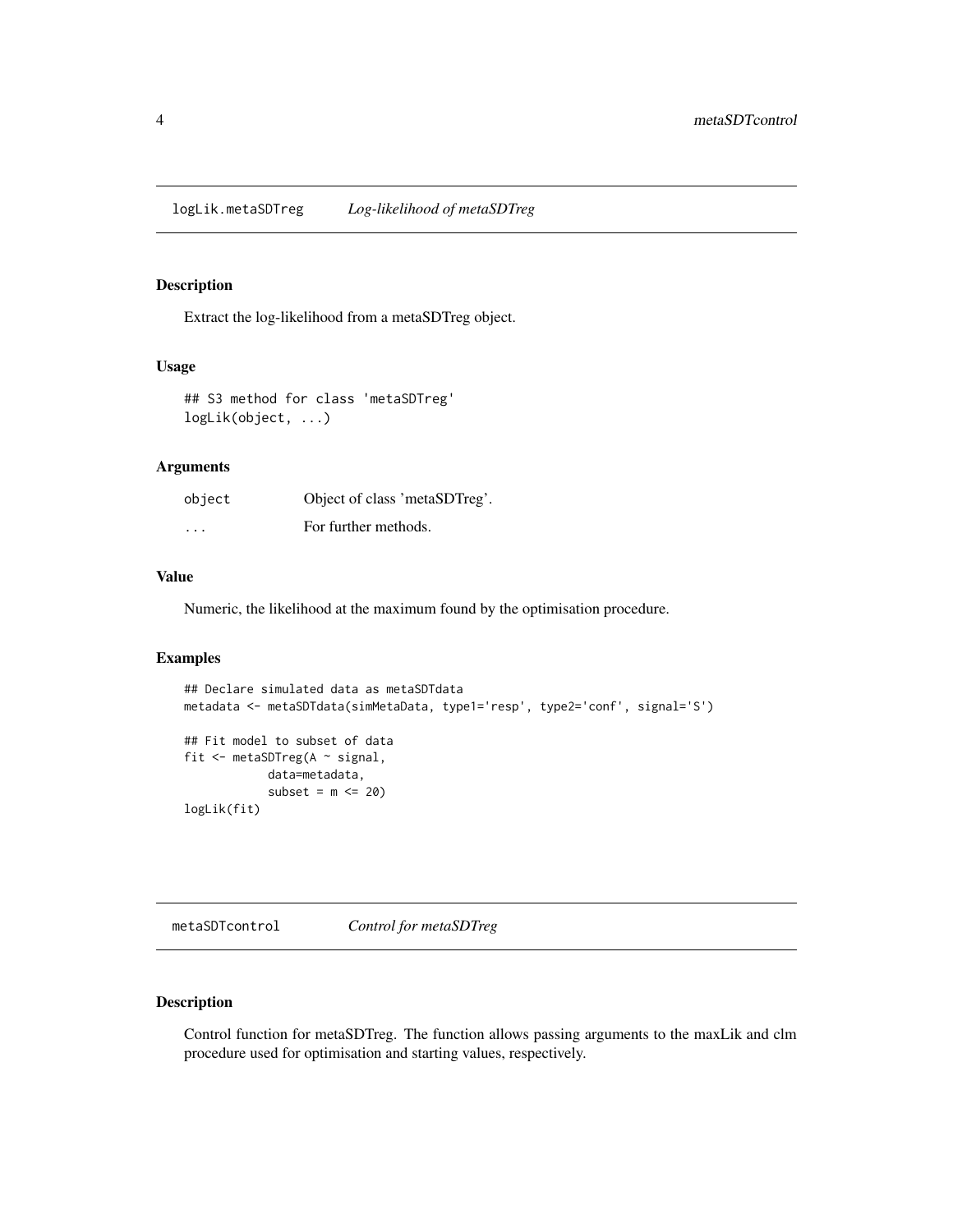## logLik.metaSDTreg — *Log-likelihood of metaSDTreg*

### Description

Extract the log-likelihood from a metaSDTreg object.

### Usage

```
## S3 method for class 'metaSDTreg'
logLik(object, ...)
```

### Arguments

| | |
|---|---|
| `object` | Object of class 'metaSDTreg'. |
| `...` | For further methods. |

### Value

Numeric, the likelihood at the maximum found by the optimisation procedure.

### Examples

```
## Declare simulated data as metaSDTdata
metadata <- metaSDTdata(simMetaData, type1='resp', type2='conf', signal='S')

## Fit model to subset of data
fit <- metaSDTreg(A ~ signal,
            data=metadata,
            subset = m <= 20)
logLik(fit)
```

## metaSDTcontrol — *Control for metaSDTreg*

### Description

Control function for metaSDTreg. The function allows passing arguments to the maxLik and clm procedure used for optimisation and starting values, respectively.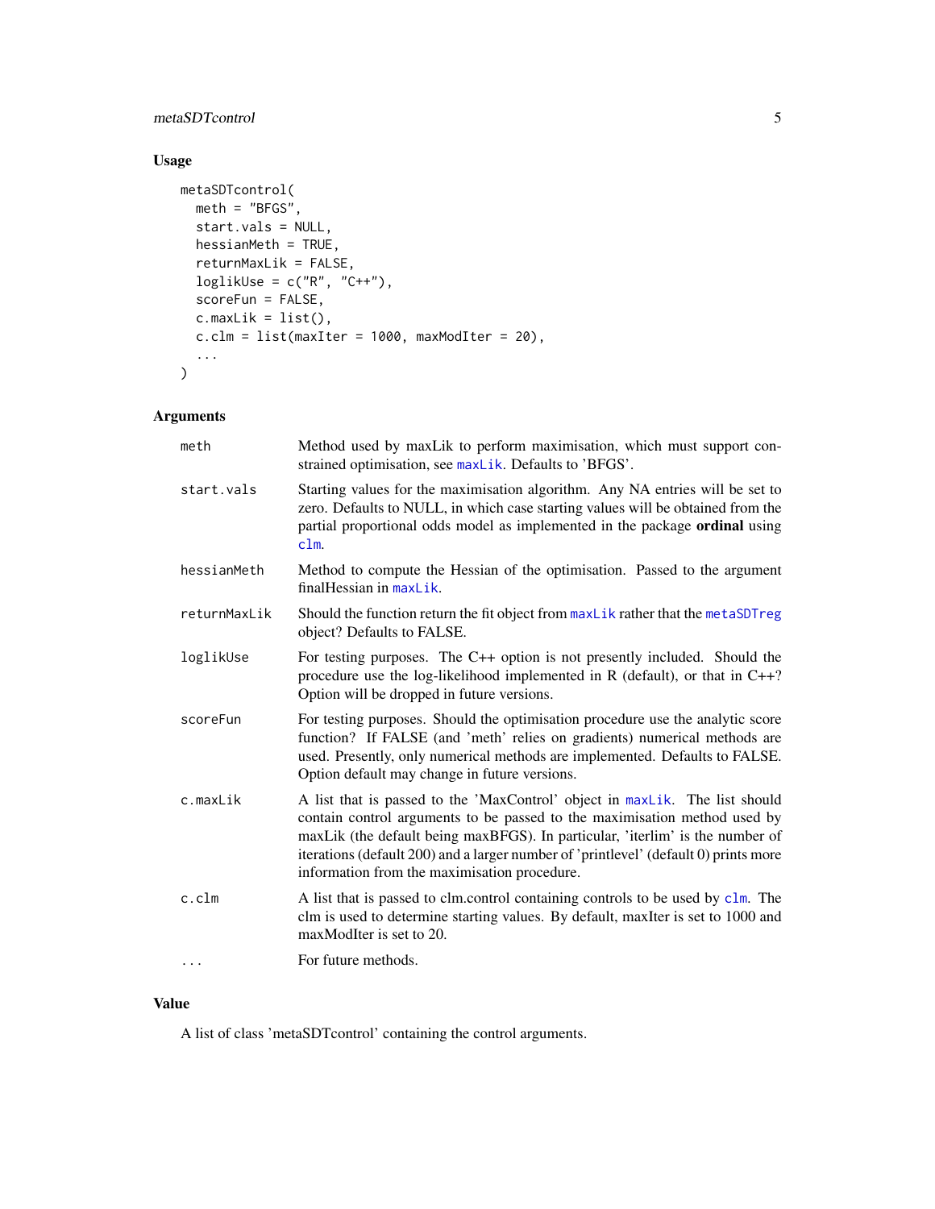## Usage

```
metaSDTcontrol(
  meth = "BFGS",
  start.vals = NULL,
  hessianMeth = TRUE,
  returnMaxLik = FALSE,
  loglikUse = c("R", "C++"),
  scoreFun = FALSE,
  c.maxLik = list(),
  c.clm = list(maxIter = 1000, maxModIter = 20),
  ...
)
```

## Arguments

| | |
|---|---|
| `meth` | Method used by maxLik to perform maximisation, which must support constrained optimisation, see `maxLik`. Defaults to 'BFGS'. |
| `start.vals` | Starting values for the maximisation algorithm. Any NA entries will be set to zero. Defaults to NULL, in which case starting values will be obtained from the partial proportional odds model as implemented in the package **ordinal** using `clm`. |
| `hessianMeth` | Method to compute the Hessian of the optimisation. Passed to the argument finalHessian in `maxLik`. |
| `returnMaxLik` | Should the function return the fit object from `maxLik` rather that the `metaSDTreg` object? Defaults to FALSE. |
| `loglikUse` | For testing purposes. The C++ option is not presently included. Should the procedure use the log-likelihood implemented in R (default), or that in C++? Option will be dropped in future versions. |
| `scoreFun` | For testing purposes. Should the optimisation procedure use the analytic score function? If FALSE (and 'meth' relies on gradients) numerical methods are used. Presently, only numerical methods are implemented. Defaults to FALSE. Option default may change in future versions. |
| `c.maxLik` | A list that is passed to the 'MaxControl' object in `maxLik`. The list should contain control arguments to be passed to the maximisation method used by maxLik (the default being maxBFGS). In particular, 'iterlim' is the number of iterations (default 200) and a larger number of 'printlevel' (default 0) prints more information from the maximisation procedure. |
| `c.clm` | A list that is passed to clm.control containing controls to be used by `clm`. The clm is used to determine starting values. By default, maxIter is set to 1000 and maxModIter is set to 20. |
| `...` | For future methods. |

## Value

A list of class 'metaSDTcontrol' containing the control arguments.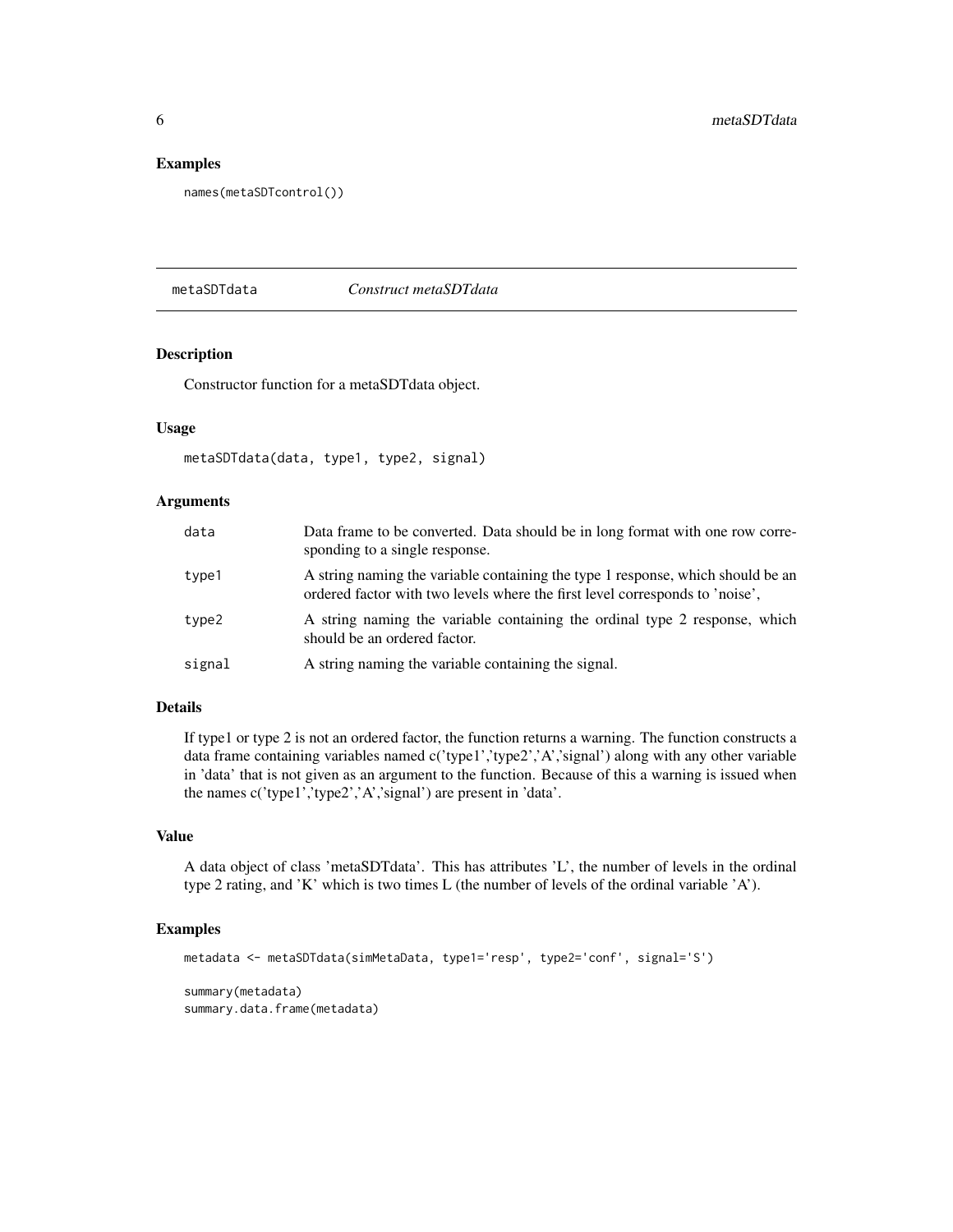## Examples

```
names(metaSDTcontrol())
```

---

# metaSDTdata *Construct metaSDTdata*

## Description

Constructor function for a metaSDTdata object.

## Usage

```
metaSDTdata(data, type1, type2, signal)
```

## Arguments

| | |
|---|---|
| data | Data frame to be converted. Data should be in long format with one row corresponding to a single response. |
| type1 | A string naming the variable containing the type 1 response, which should be an ordered factor with two levels where the first level corresponds to 'noise', |
| type2 | A string naming the variable containing the ordinal type 2 response, which should be an ordered factor. |
| signal | A string naming the variable containing the signal. |

## Details

If type1 or type 2 is not an ordered factor, the function returns a warning. The function constructs a data frame containing variables named c('type1','type2','A','signal') along with any other variable in 'data' that is not given as an argument to the function. Because of this a warning is issued when the names c('type1','type2','A','signal') are present in 'data'.

## Value

A data object of class 'metaSDTdata'. This has attributes 'L', the number of levels in the ordinal type 2 rating, and 'K' which is two times L (the number of levels of the ordinal variable 'A').

## Examples

```
metadata <- metaSDTdata(simMetaData, type1='resp', type2='conf', signal='S')

summary(metadata)
summary.data.frame(metadata)
```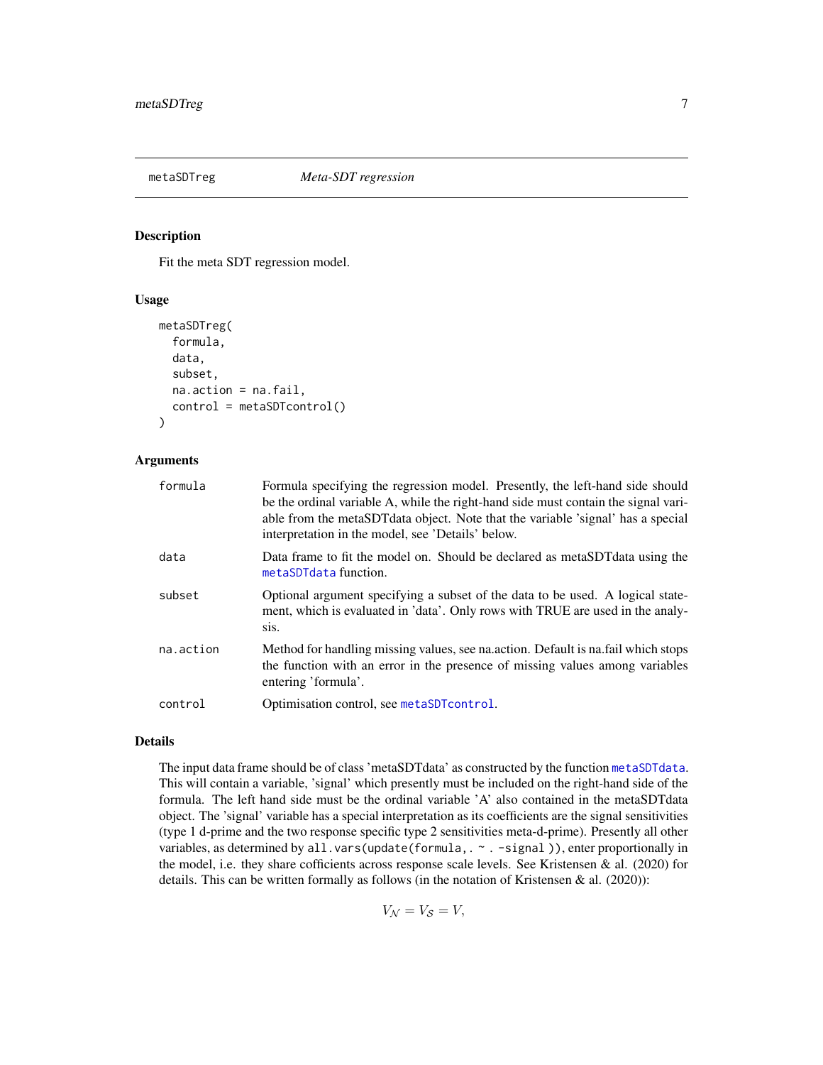## metaSDTreg — *Meta-SDT regression*

### Description

Fit the meta SDT regression model.

### Usage

```
metaSDTreg(
  formula,
  data,
  subset,
  na.action = na.fail,
  control = metaSDTcontrol()
)
```

### Arguments

| | |
|---|---|
| `formula` | Formula specifying the regression model. Presently, the left-hand side should be the ordinal variable A, while the right-hand side must contain the signal variable from the metaSDTdata object. Note that the variable 'signal' has a special interpretation in the model, see 'Details' below. |
| `data` | Data frame to fit the model on. Should be declared as metaSDTdata using the `metaSDTdata` function. |
| `subset` | Optional argument specifying a subset of the data to be used. A logical statement, which is evaluated in 'data'. Only rows with TRUE are used in the analysis. |
| `na.action` | Method for handling missing values, see na.action. Default is na.fail which stops the function with an error in the presence of missing values among variables entering 'formula'. |
| `control` | Optimisation control, see `metaSDTcontrol`. |

### Details

The input data frame should be of class 'metaSDTdata' as constructed by the function `metaSDTdata`. This will contain a variable, 'signal' which presently must be included on the right-hand side of the formula. The left hand side must be the ordinal variable 'A' also contained in the metaSDTdata object. The 'signal' variable has a special interpretation as its coefficients are the signal sensitivities (type 1 d-prime and the two response specific type 2 sensitivities meta-d-prime). Presently all other variables, as determined by `all.vars(update(formula,. ~ . -signal ))`, enter proportionally in the model, i.e. they share cofficients across response scale levels. See Kristensen & al. (2020) for details. This can be written formally as follows (in the notation of Kristensen & al. (2020)):

$$V_{\mathcal{N}} = V_{\mathcal{S}} = V,$$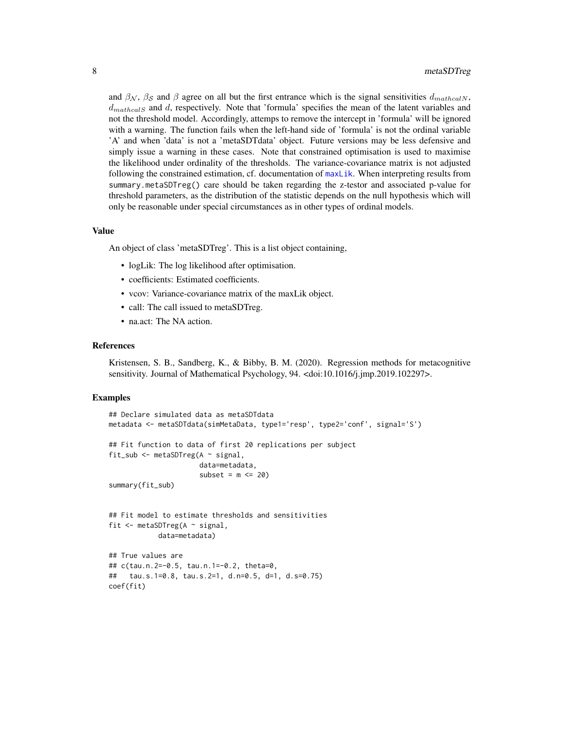and $\beta_{\mathcal{N}}$, $\beta_{\mathcal{S}}$ and $\beta$ agree on all but the first entrance which is the signal sensitivities $d_{mathcalN}$, $d_{mathcalS}$ and $d$, respectively. Note that 'formula' specifies the mean of the latent variables and not the threshold model. Accordingly, attemps to remove the intercept in 'formula' will be ignored with a warning. The function fails when the left-hand side of 'formula' is not the ordinal variable 'A' and when 'data' is not a 'metaSDTdata' object. Future versions may be less defensive and simply issue a warning in these cases. Note that constrained optimisation is used to maximise the likelihood under ordinality of the thresholds. The variance-covariance matrix is not adjusted following the constrained estimation, cf. documentation of `maxLik`. When interpreting results from `summary.metaSDTreg()` care should be taken regarding the z-testor and associated p-value for threshold parameters, as the distribution of the statistic depends on the null hypothesis which will only be reasonable under special circumstances as in other types of ordinal models.

### Value

An object of class 'metaSDTreg'. This is a list object containing,

- logLik: The log likelihood after optimisation.
- coefficients: Estimated coefficients.
- vcov: Variance-covariance matrix of the maxLik object.
- call: The call issued to metaSDTreg.
- na.act: The NA action.

### References

Kristensen, S. B., Sandberg, K., & Bibby, B. M. (2020). Regression methods for metacognitive sensitivity. Journal of Mathematical Psychology, 94. <doi:10.1016/j.jmp.2019.102297>.

### Examples

```
## Declare simulated data as metaSDTdata
metadata <- metaSDTdata(simMetaData, type1='resp', type2='conf', signal='S')

## Fit function to data of first 20 replications per subject
fit_sub <- metaSDTreg(A ~ signal,
                      data=metadata,
                      subset = m <= 20)
summary(fit_sub)


## Fit model to estimate thresholds and sensitivities
fit <- metaSDTreg(A ~ signal,
            data=metadata)

## True values are
## c(tau.n.2=-0.5, tau.n.1=-0.2, theta=0,
##   tau.s.1=0.8, tau.s.2=1, d.n=0.5, d=1, d.s=0.75)
coef(fit)
```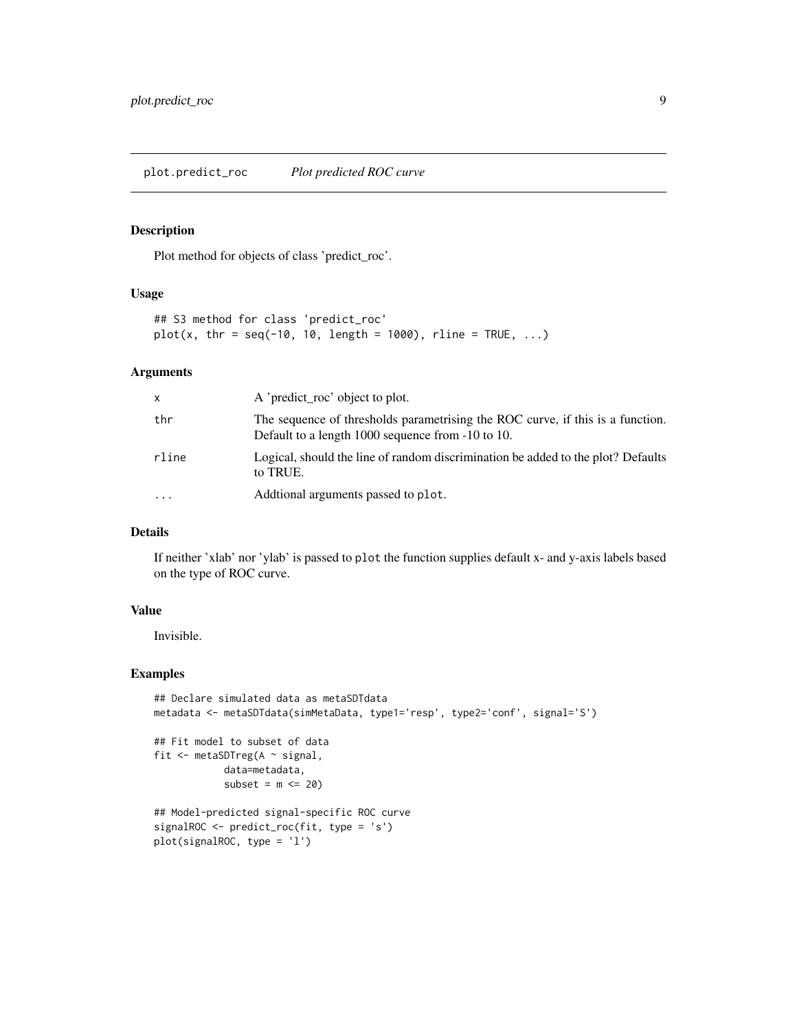# plot.predict_roc    *Plot predicted ROC curve*

## Description

Plot method for objects of class 'predict_roc'.

## Usage

```
## S3 method for class 'predict_roc'
plot(x, thr = seq(-10, 10, length = 1000), rline = TRUE, ...)
```

## Arguments

| | |
|---|---|
| `x` | A 'predict_roc' object to plot. |
| `thr` | The sequence of thresholds parametrising the ROC curve, if this is a function. Default to a length 1000 sequence from -10 to 10. |
| `rline` | Logical, should the line of random discrimination be added to the plot? Defaults to TRUE. |
| `...` | Addtional arguments passed to `plot`. |

## Details

If neither 'xlab' nor 'ylab' is passed to `plot` the function supplies default x- and y-axis labels based on the type of ROC curve.

## Value

Invisible.

## Examples

```
## Declare simulated data as metaSDTdata
metadata <- metaSDTdata(simMetaData, type1='resp', type2='conf', signal='S')

## Fit model to subset of data
fit <- metaSDTreg(A ~ signal,
            data=metadata,
            subset = m <= 20)

## Model-predicted signal-specific ROC curve
signalROC <- predict_roc(fit, type = 's')
plot(signalROC, type = 'l')
```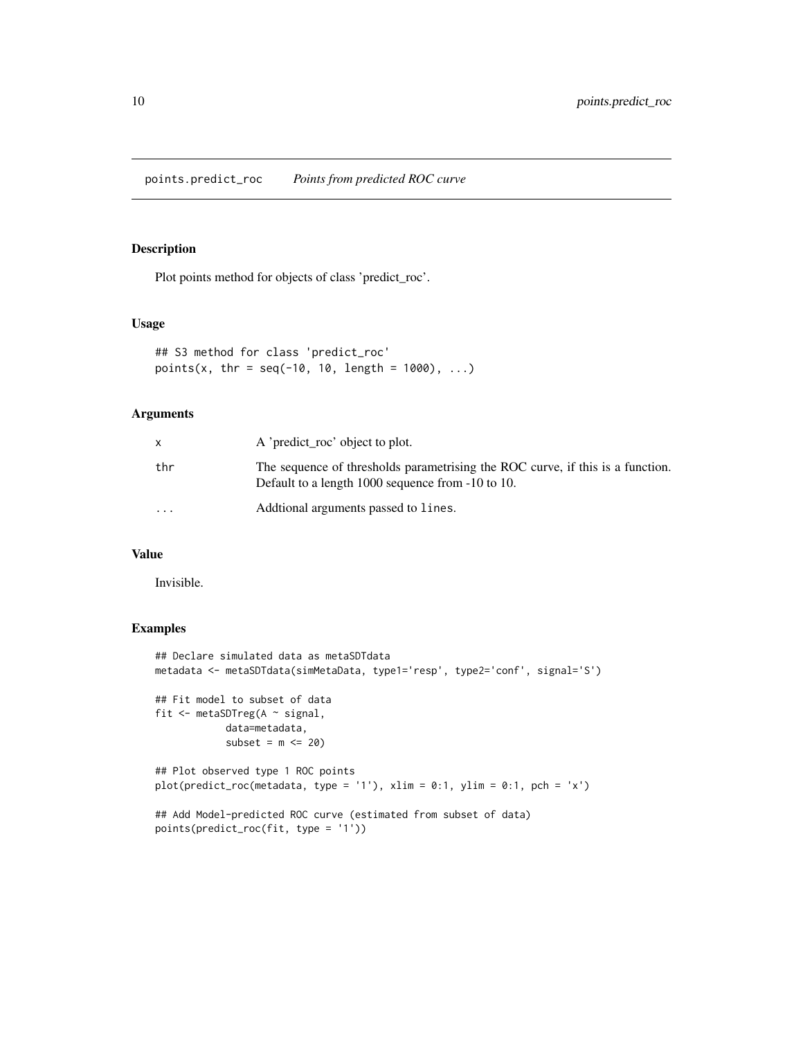points.predict_roc *Points from predicted ROC curve*

## Description

Plot points method for objects of class 'predict_roc'.

## Usage

```
## S3 method for class 'predict_roc'
points(x, thr = seq(-10, 10, length = 1000), ...)
```

## Arguments

| | |
|---|---|
| x | A 'predict_roc' object to plot. |
| thr | The sequence of thresholds parametrising the ROC curve, if this is a function. Default to a length 1000 sequence from -10 to 10. |
| ... | Addtional arguments passed to `lines`. |

## Value

Invisible.

## Examples

```
## Declare simulated data as metaSDTdata
metadata <- metaSDTdata(simMetaData, type1='resp', type2='conf', signal='S')

## Fit model to subset of data
fit <- metaSDTreg(A ~ signal,
            data=metadata,
            subset = m <= 20)

## Plot observed type 1 ROC points
plot(predict_roc(metadata, type = '1'), xlim = 0:1, ylim = 0:1, pch = 'x')

## Add Model-predicted ROC curve (estimated from subset of data)
points(predict_roc(fit, type = '1'))
```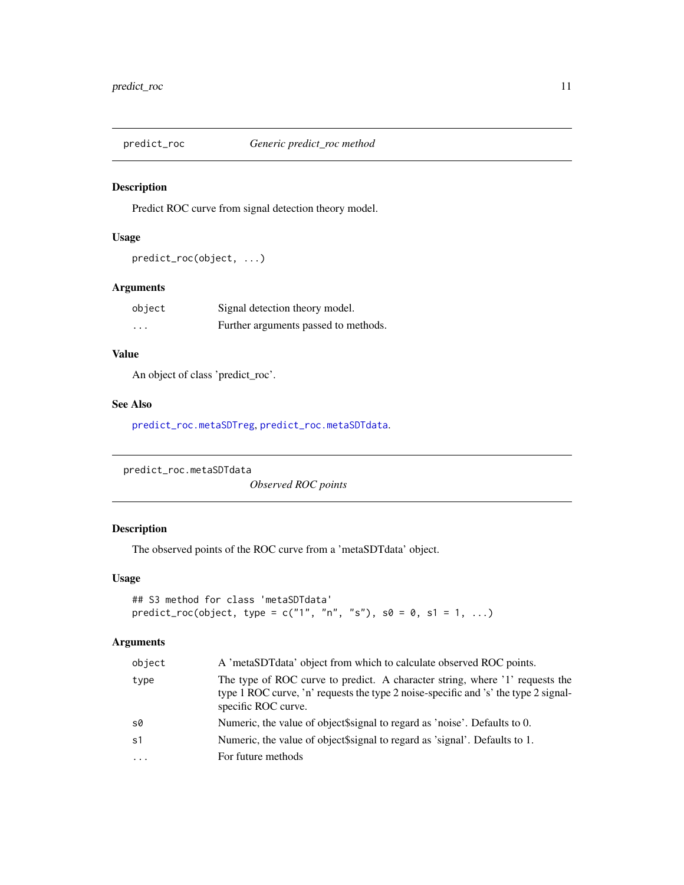## predict_roc — *Generic predict_roc method*

### Description

Predict ROC curve from signal detection theory model.

### Usage

```
predict_roc(object, ...)
```

### Arguments

| | |
|---|---|
| object | Signal detection theory model. |
| ... | Further arguments passed to methods. |

### Value

An object of class 'predict_roc'.

### See Also

predict_roc.metaSDTreg, predict_roc.metaSDTdata.

## predict_roc.metaSDTdata — *Observed ROC points*

### Description

The observed points of the ROC curve from a 'metaSDTdata' object.

### Usage

```
## S3 method for class 'metaSDTdata'
predict_roc(object, type = c("1", "n", "s"), s0 = 0, s1 = 1, ...)
```

### Arguments

| | |
|---|---|
| object | A 'metaSDTdata' object from which to calculate observed ROC points. |
| type | The type of ROC curve to predict. A character string, where '1' requests the type 1 ROC curve, 'n' requests the type 2 noise-specific and 's' the type 2 signal-specific ROC curve. |
| s0 | Numeric, the value of object$signal to regard as 'noise'. Defaults to 0. |
| s1 | Numeric, the value of object$signal to regard as 'signal'. Defaults to 1. |
| ... | For future methods |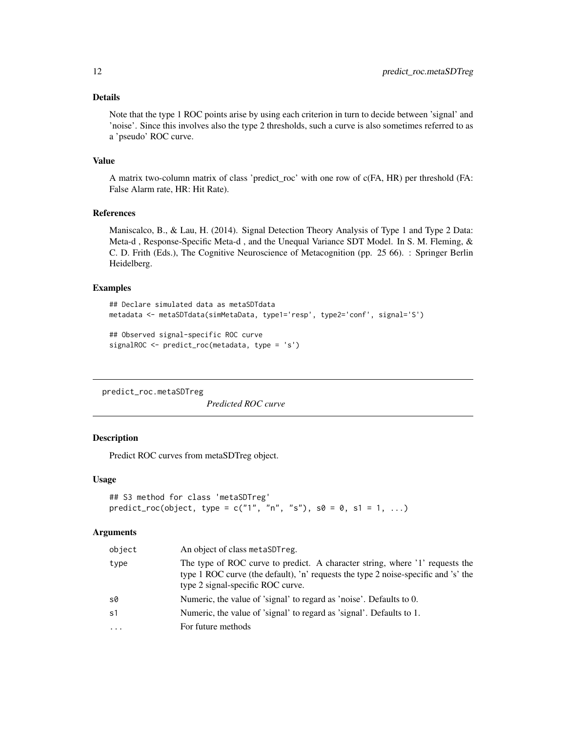### Details

Note that the type 1 ROC points arise by using each criterion in turn to decide between 'signal' and 'noise'. Since this involves also the type 2 thresholds, such a curve is also sometimes referred to as a 'pseudo' ROC curve.

### Value

A matrix two-column matrix of class 'predict_roc' with one row of c(FA, HR) per threshold (FA: False Alarm rate, HR: Hit Rate).

### References

Maniscalco, B., & Lau, H. (2014). Signal Detection Theory Analysis of Type 1 and Type 2 Data: Meta-d , Response-Specific Meta-d , and the Unequal Variance SDT Model. In S. M. Fleming, & C. D. Frith (Eds.), The Cognitive Neuroscience of Metacognition (pp. 25 66). : Springer Berlin Heidelberg.

### Examples

```
## Declare simulated data as metaSDTdata
metadata <- metaSDTdata(simMetaData, type1='resp', type2='conf', signal='S')

## Observed signal-specific ROC curve
signalROC <- predict_roc(metadata, type = 's')
```

---

## predict_roc.metaSDTreg — *Predicted ROC curve*

### Description

Predict ROC curves from metaSDTreg object.

### Usage

```
## S3 method for class 'metaSDTreg'
predict_roc(object, type = c("1", "n", "s"), s0 = 0, s1 = 1, ...)
```

### Arguments

| | |
|---|---|
| object | An object of class metaSDTreg. |
| type | The type of ROC curve to predict. A character string, where '1' requests the type 1 ROC curve (the default), 'n' requests the type 2 noise-specific and 's' the type 2 signal-specific ROC curve. |
| s0 | Numeric, the value of 'signal' to regard as 'noise'. Defaults to 0. |
| s1 | Numeric, the value of 'signal' to regard as 'signal'. Defaults to 1. |
| ... | For future methods |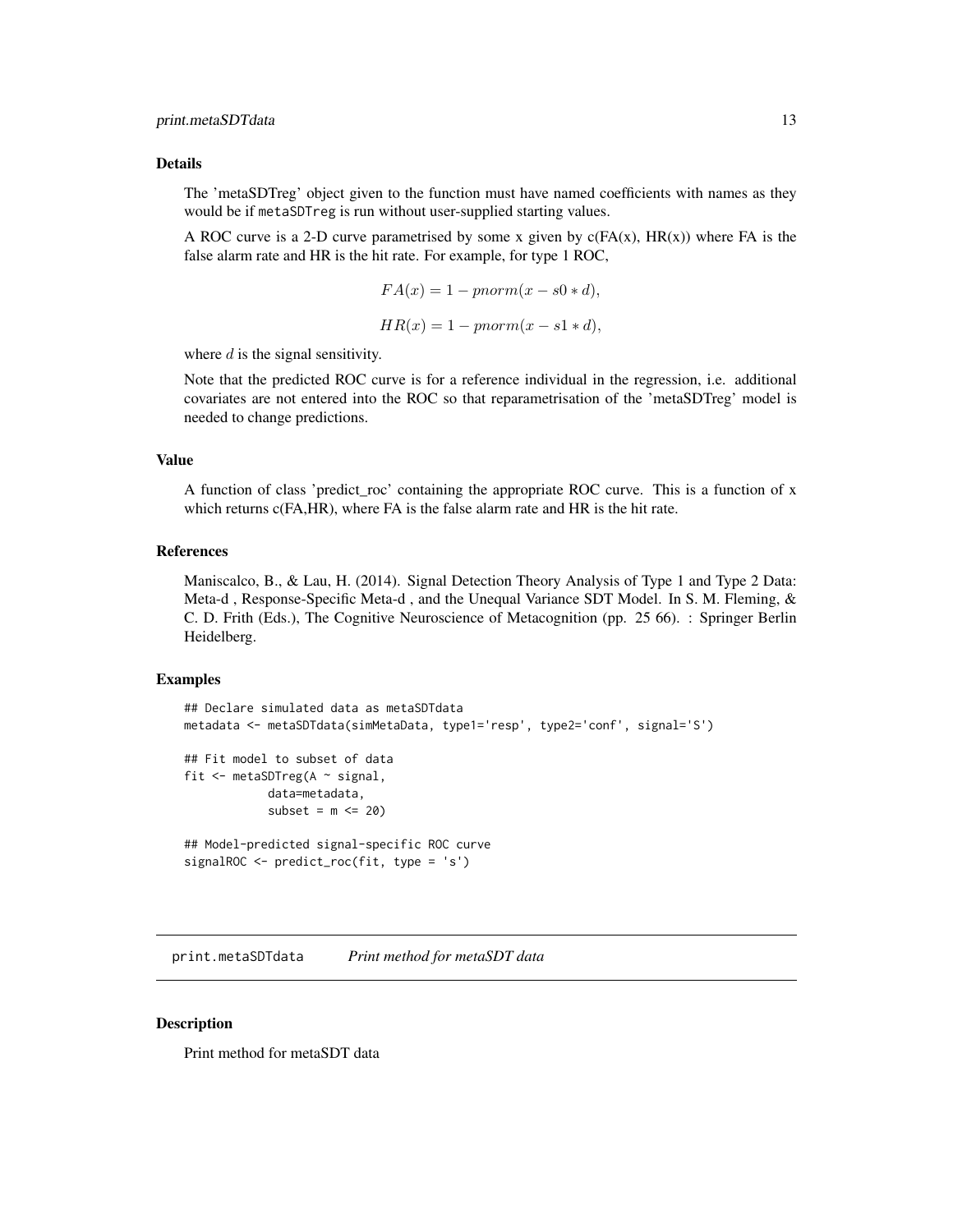### Details

The 'metaSDTreg' object given to the function must have named coefficients with names as they would be if `metaSDTreg` is run without user-supplied starting values.

A ROC curve is a 2-D curve parametrised by some x given by c(FA(x), HR(x)) where FA is the false alarm rate and HR is the hit rate. For example, for type 1 ROC,

$$FA(x) = 1 - pnorm(x - s0 * d),$$

$$HR(x) = 1 - pnorm(x - s1 * d),$$

where $d$ is the signal sensitivity.

Note that the predicted ROC curve is for a reference individual in the regression, i.e. additional covariates are not entered into the ROC so that reparametrisation of the 'metaSDTreg' model is needed to change predictions.

### Value

A function of class 'predict_roc' containing the appropriate ROC curve. This is a function of x which returns c(FA,HR), where FA is the false alarm rate and HR is the hit rate.

### References

Maniscalco, B., & Lau, H. (2014). Signal Detection Theory Analysis of Type 1 and Type 2 Data: Meta-d , Response-Specific Meta-d , and the Unequal Variance SDT Model. In S. M. Fleming, & C. D. Frith (Eds.), The Cognitive Neuroscience of Metacognition (pp. 25 66). : Springer Berlin Heidelberg.

### Examples

```
## Declare simulated data as metaSDTdata
metadata <- metaSDTdata(simMetaData, type1='resp', type2='conf', signal='S')

## Fit model to subset of data
fit <- metaSDTreg(A ~ signal,
            data=metadata,
            subset = m <= 20)

## Model-predicted signal-specific ROC curve
signalROC <- predict_roc(fit, type = 's')
```

---

## print.metaSDTdata &nbsp;&nbsp;&nbsp; *Print method for metaSDT data*

### Description

Print method for metaSDT data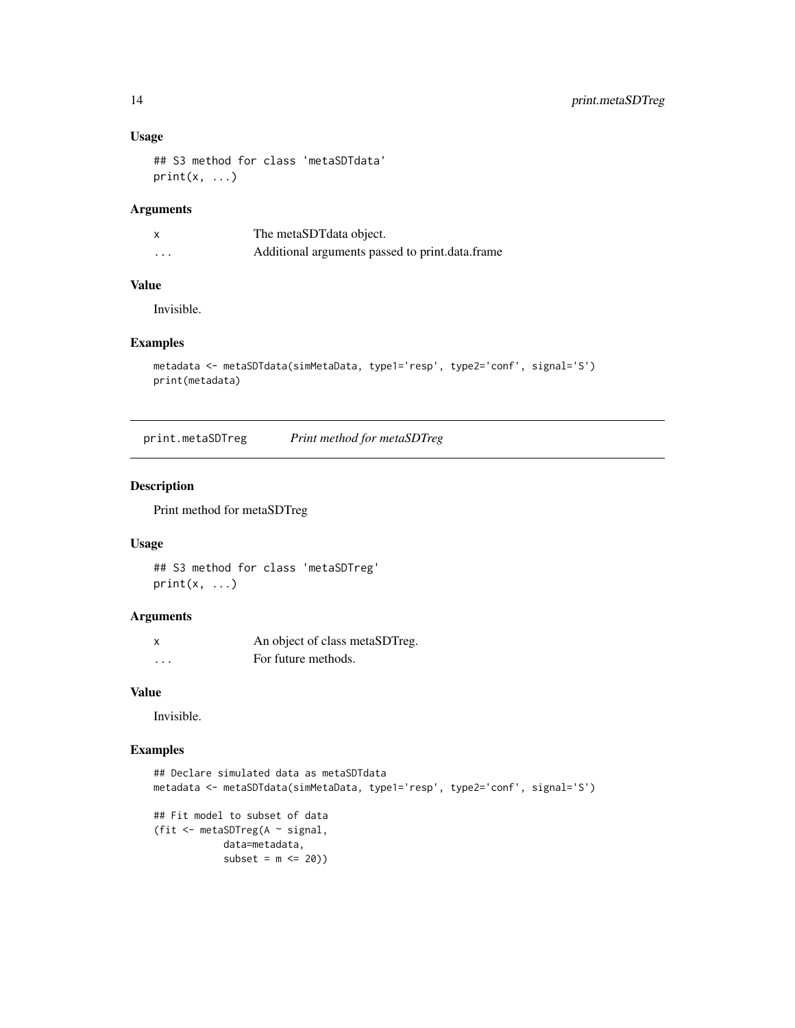### Usage

```
## S3 method for class 'metaSDTdata'
print(x, ...)
```

### Arguments

| | |
|---|---|
| x | The metaSDTdata object. |
| ... | Additional arguments passed to print.data.frame |

### Value

Invisible.

### Examples

```
metadata <- metaSDTdata(simMetaData, type1='resp', type2='conf', signal='S')
print(metadata)
```

---

## print.metaSDTreg *Print method for metaSDTreg*

### Description

Print method for metaSDTreg

### Usage

```
## S3 method for class 'metaSDTreg'
print(x, ...)
```

### Arguments

| | |
|---|---|
| x | An object of class metaSDTreg. |
| ... | For future methods. |

### Value

Invisible.

### Examples

```
## Declare simulated data as metaSDTdata
metadata <- metaSDTdata(simMetaData, type1='resp', type2='conf', signal='S')

## Fit model to subset of data
(fit <- metaSDTreg(A ~ signal,
            data=metadata,
            subset = m <= 20))
```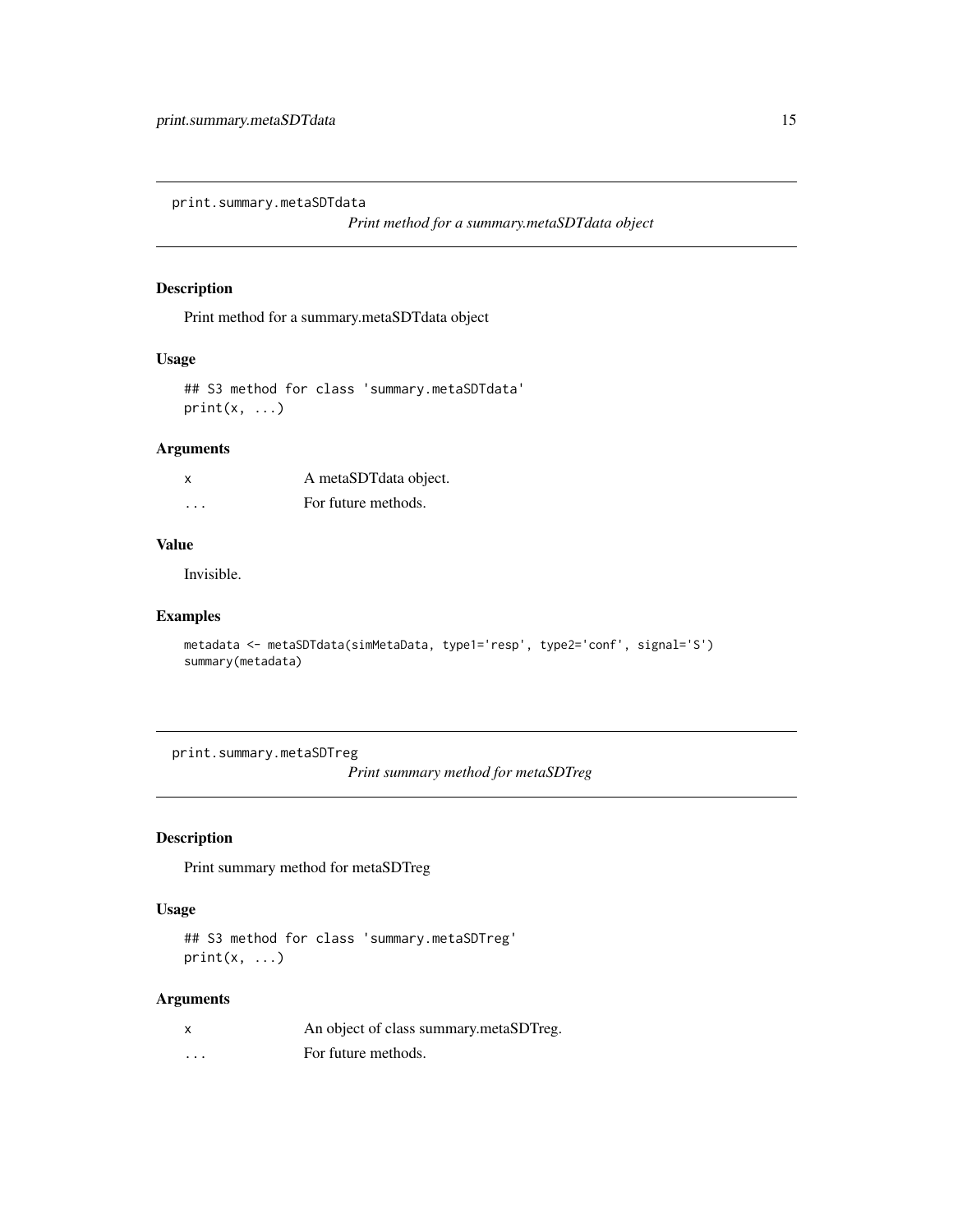## print.summary.metaSDTdata

*Print method for a summary.metaSDTdata object*

### Description

Print method for a summary.metaSDTdata object

### Usage

```
## S3 method for class 'summary.metaSDTdata'
print(x, ...)
```

### Arguments

| | |
|---|---|
| x | A metaSDTdata object. |
| ... | For future methods. |

### Value

Invisible.

### Examples

```
metadata <- metaSDTdata(simMetaData, type1='resp', type2='conf', signal='S')
summary(metadata)
```

## print.summary.metaSDTreg

*Print summary method for metaSDTreg*

### Description

Print summary method for metaSDTreg

### Usage

```
## S3 method for class 'summary.metaSDTreg'
print(x, ...)
```

### Arguments

| | |
|---|---|
| x | An object of class summary.metaSDTreg. |
| ... | For future methods. |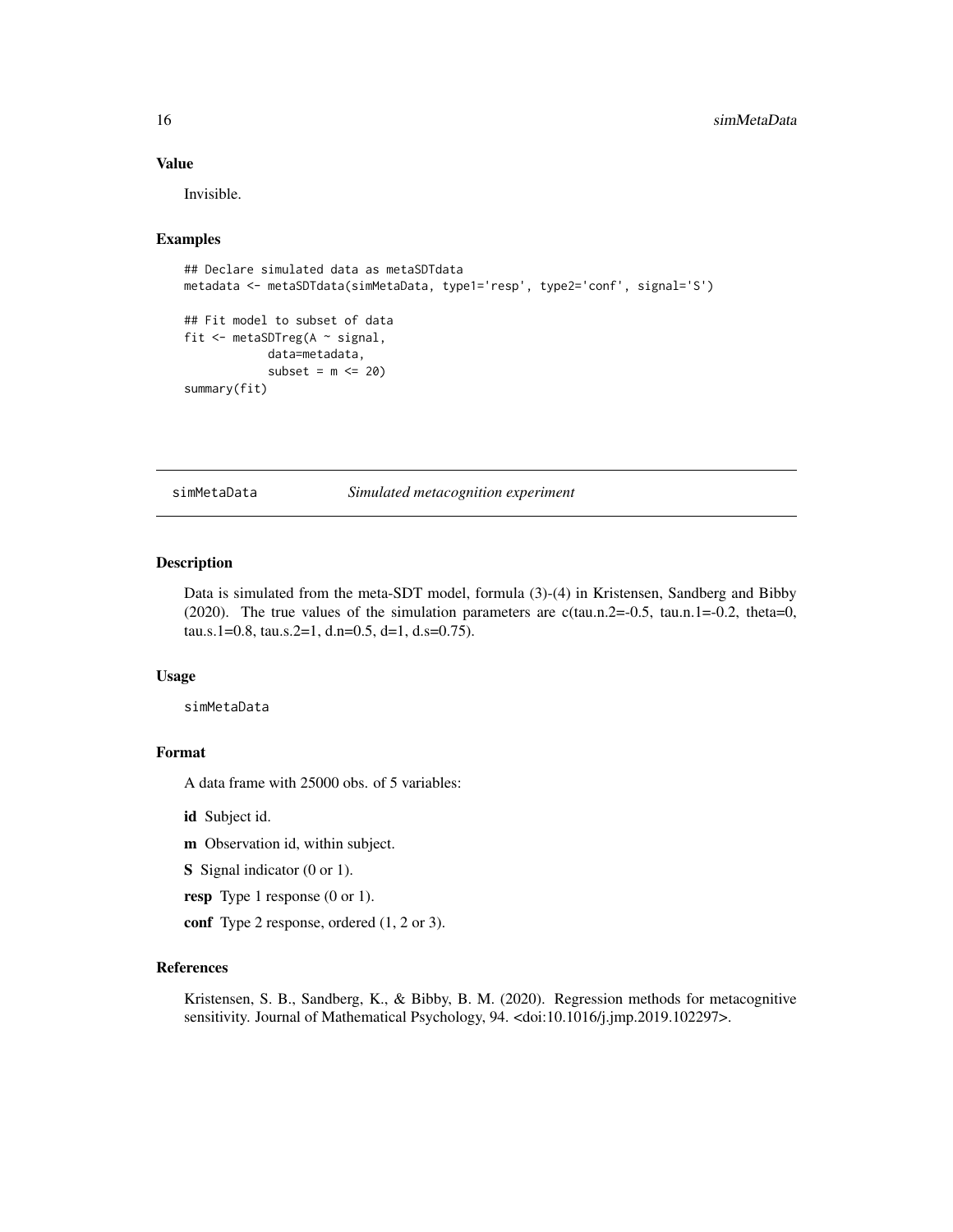## Value

Invisible.

## Examples

```
## Declare simulated data as metaSDTdata
metadata <- metaSDTdata(simMetaData, type1='resp', type2='conf', signal='S')

## Fit model to subset of data
fit <- metaSDTreg(A ~ signal,
            data=metadata,
            subset = m <= 20)
summary(fit)
```

---

# simMetaData    *Simulated metacognition experiment*

## Description

Data is simulated from the meta-SDT model, formula (3)-(4) in Kristensen, Sandberg and Bibby (2020). The true values of the simulation parameters are c(tau.n.2=-0.5, tau.n.1=-0.2, theta=0, tau.s.1=0.8, tau.s.2=1, d.n=0.5, d=1, d.s=0.75).

## Usage

```
simMetaData
```

## Format

A data frame with 25000 obs. of 5 variables:

**id** Subject id.

**m** Observation id, within subject.

**S** Signal indicator (0 or 1).

**resp** Type 1 response (0 or 1).

**conf** Type 2 response, ordered (1, 2 or 3).

## References

Kristensen, S. B., Sandberg, K., & Bibby, B. M. (2020). Regression methods for metacognitive sensitivity. Journal of Mathematical Psychology, 94. <doi:10.1016/j.jmp.2019.102297>.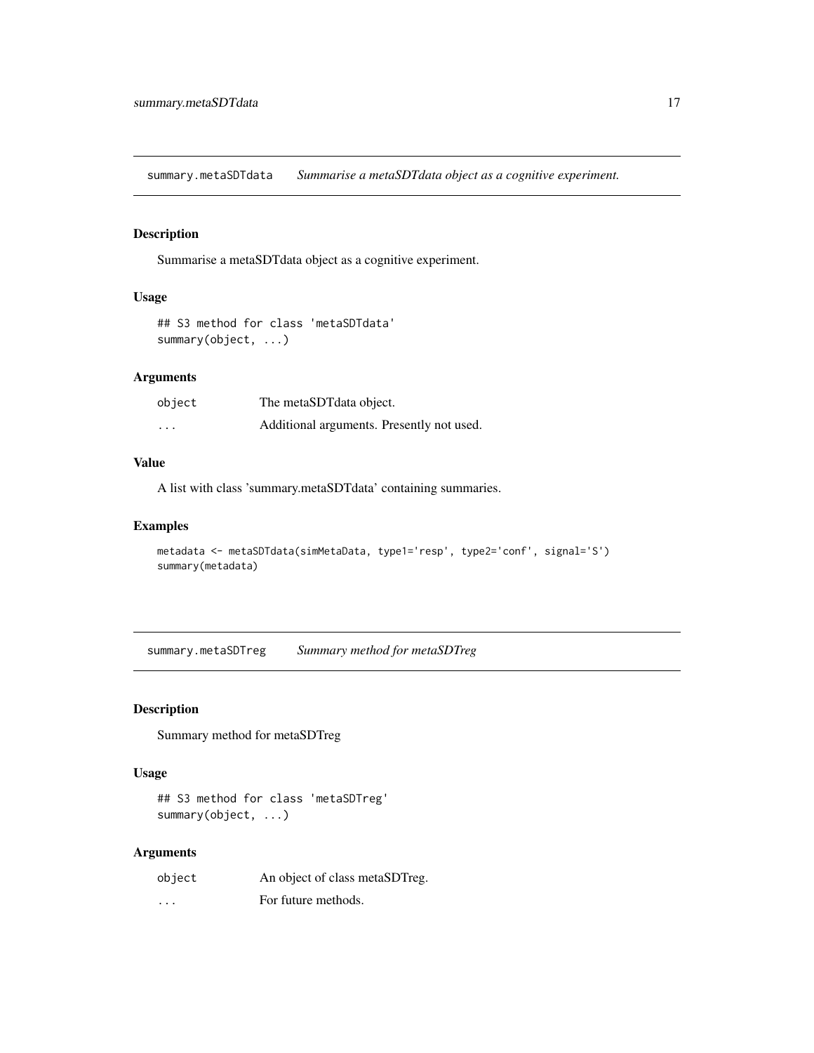## summary.metaSDTdata — *Summarise a metaSDTdata object as a cognitive experiment.*

### Description

Summarise a metaSDTdata object as a cognitive experiment.

### Usage

```
## S3 method for class 'metaSDTdata'
summary(object, ...)
```

### Arguments

| | |
|---|---|
| `object` | The metaSDTdata object. |
| `...` | Additional arguments. Presently not used. |

### Value

A list with class 'summary.metaSDTdata' containing summaries.

### Examples

```
metadata <- metaSDTdata(simMetaData, type1='resp', type2='conf', signal='S')
summary(metadata)
```

## summary.metaSDTreg — *Summary method for metaSDTreg*

### Description

Summary method for metaSDTreg

### Usage

```
## S3 method for class 'metaSDTreg'
summary(object, ...)
```

### Arguments

| | |
|---|---|
| `object` | An object of class metaSDTreg. |
| `...` | For future methods. |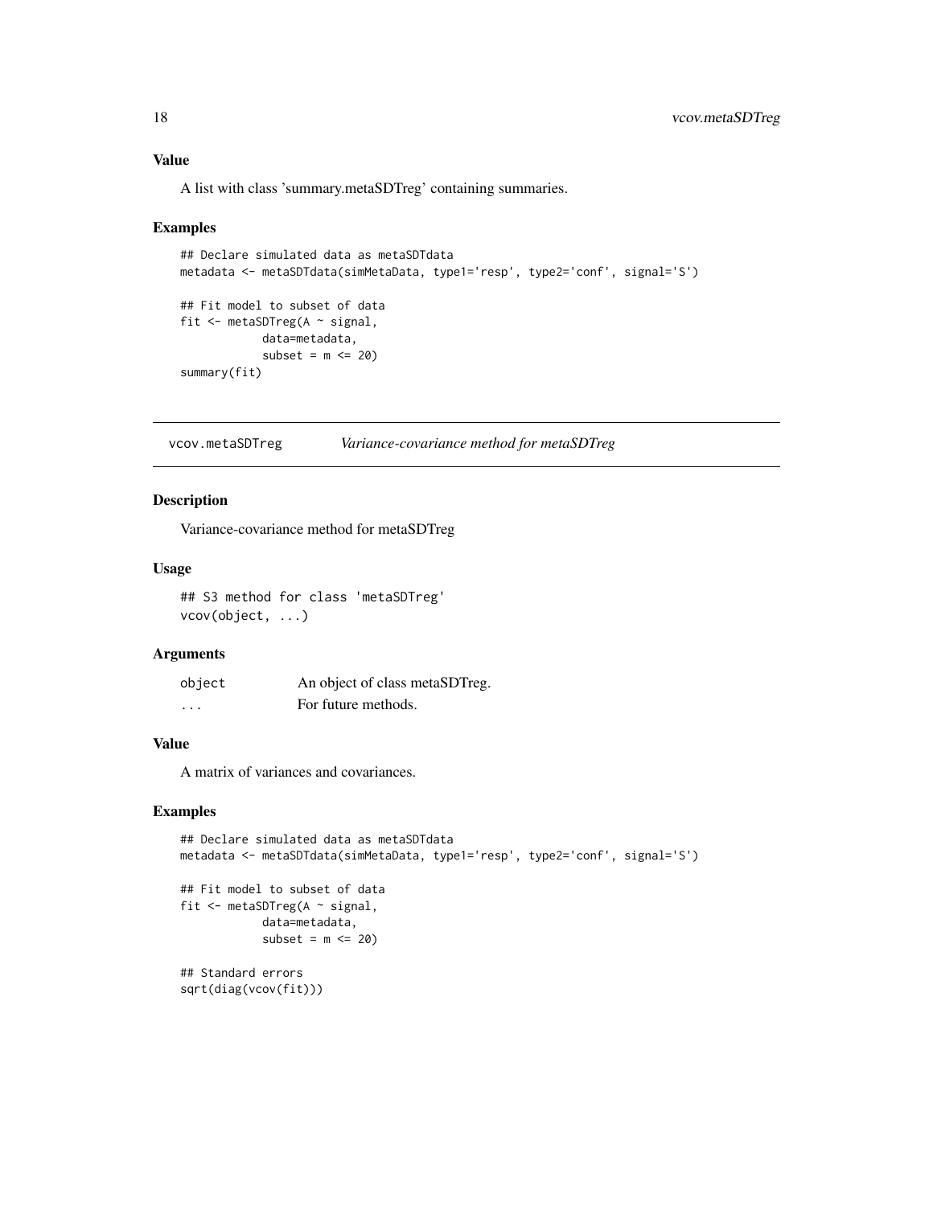### Value

A list with class 'summary.metaSDTreg' containing summaries.

### Examples

```
## Declare simulated data as metaSDTdata
metadata <- metaSDTdata(simMetaData, type1='resp', type2='conf', signal='S')

## Fit model to subset of data
fit <- metaSDTreg(A ~ signal,
            data=metadata,
            subset = m <= 20)
summary(fit)
```

---

## vcov.metaSDTreg    *Variance-covariance method for metaSDTreg*

### Description

Variance-covariance method for metaSDTreg

### Usage

```
## S3 method for class 'metaSDTreg'
vcov(object, ...)
```

### Arguments

| | |
|---|---|
| `object` | An object of class metaSDTreg. |
| `...` | For future methods. |

### Value

A matrix of variances and covariances.

### Examples

```
## Declare simulated data as metaSDTdata
metadata <- metaSDTdata(simMetaData, type1='resp', type2='conf', signal='S')

## Fit model to subset of data
fit <- metaSDTreg(A ~ signal,
            data=metadata,
            subset = m <= 20)

## Standard errors
sqrt(diag(vcov(fit)))
```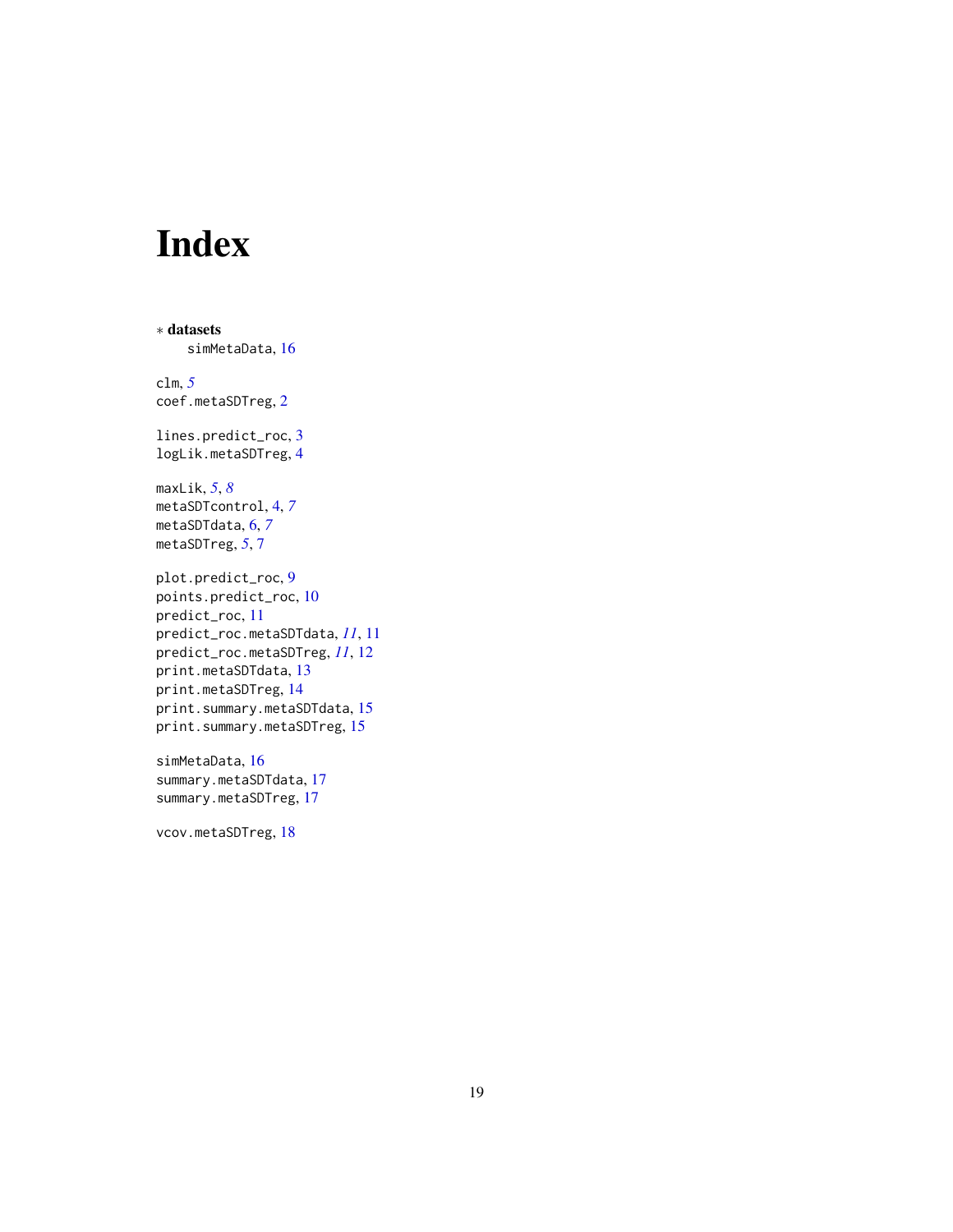# Index

∗ **datasets**

simMetaData, 16

clm, *5*
coef.metaSDTreg, 2

lines.predict_roc, 3
logLik.metaSDTreg, 4

maxLik, *5*, *8*
metaSDTcontrol, 4, *7*
metaSDTdata, 6, *7*
metaSDTreg, *5*, 7

plot.predict_roc, 9
points.predict_roc, 10
predict_roc, 11
predict_roc.metaSDTdata, *11*, 11
predict_roc.metaSDTreg, *11*, 12
print.metaSDTdata, 13
print.metaSDTreg, 14
print.summary.metaSDTdata, 15
print.summary.metaSDTreg, 15

simMetaData, 16
summary.metaSDTdata, 17
summary.metaSDTreg, 17

vcov.metaSDTreg, 18